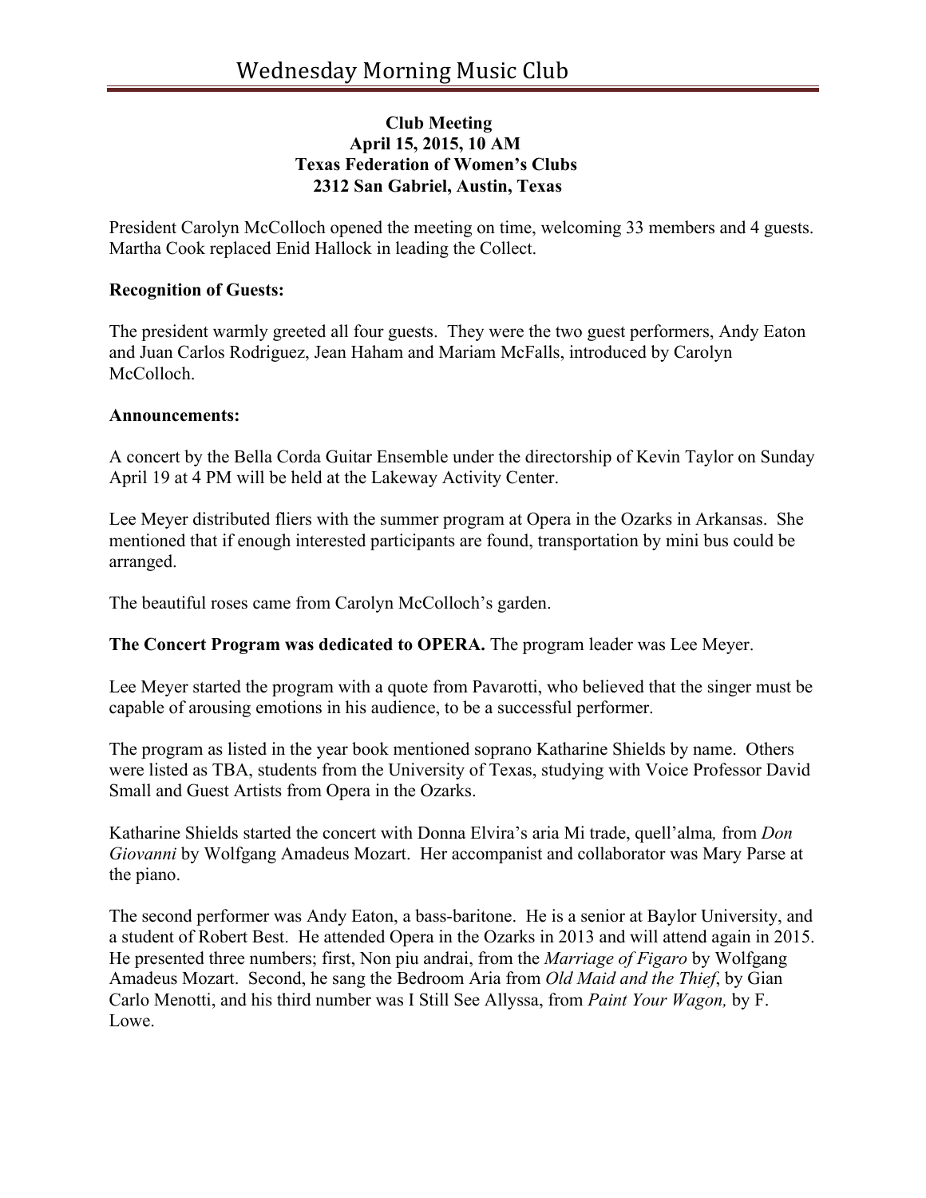# Wednesday Morning Music Club

**Club Meeting**
**April 15, 2015, 10 AM**
**Texas Federation of Women's Clubs**
**2312 San Gabriel, Austin, Texas**

President Carolyn McColloch opened the meeting on time, welcoming 33 members and 4 guests. Martha Cook replaced Enid Hallock in leading the Collect.

**Recognition of Guests:**

The president warmly greeted all four guests. They were the two guest performers, Andy Eaton and Juan Carlos Rodriguez, Jean Haham and Mariam McFalls, introduced by Carolyn McColloch.

**Announcements:**

A concert by the Bella Corda Guitar Ensemble under the directorship of Kevin Taylor on Sunday April 19 at 4 PM will be held at the Lakeway Activity Center.

Lee Meyer distributed fliers with the summer program at Opera in the Ozarks in Arkansas. She mentioned that if enough interested participants are found, transportation by mini bus could be arranged.

The beautiful roses came from Carolyn McColloch's garden.

**The Concert Program was dedicated to OPERA.** The program leader was Lee Meyer.

Lee Meyer started the program with a quote from Pavarotti, who believed that the singer must be capable of arousing emotions in his audience, to be a successful performer.

The program as listed in the year book mentioned soprano Katharine Shields by name. Others were listed as TBA, students from the University of Texas, studying with Voice Professor David Small and Guest Artists from Opera in the Ozarks.

Katharine Shields started the concert with Donna Elvira's aria Mi trade, quell'alma*,* from *Don Giovanni* by Wolfgang Amadeus Mozart. Her accompanist and collaborator was Mary Parse at the piano.

The second performer was Andy Eaton, a bass-baritone. He is a senior at Baylor University, and a student of Robert Best. He attended Opera in the Ozarks in 2013 and will attend again in 2015. He presented three numbers; first, Non piu andrai, from the *Marriage of Figaro* by Wolfgang Amadeus Mozart. Second, he sang the Bedroom Aria from *Old Maid and the Thief*, by Gian Carlo Menotti, and his third number was I Still See Allyssa, from *Paint Your Wagon,* by F. Lowe.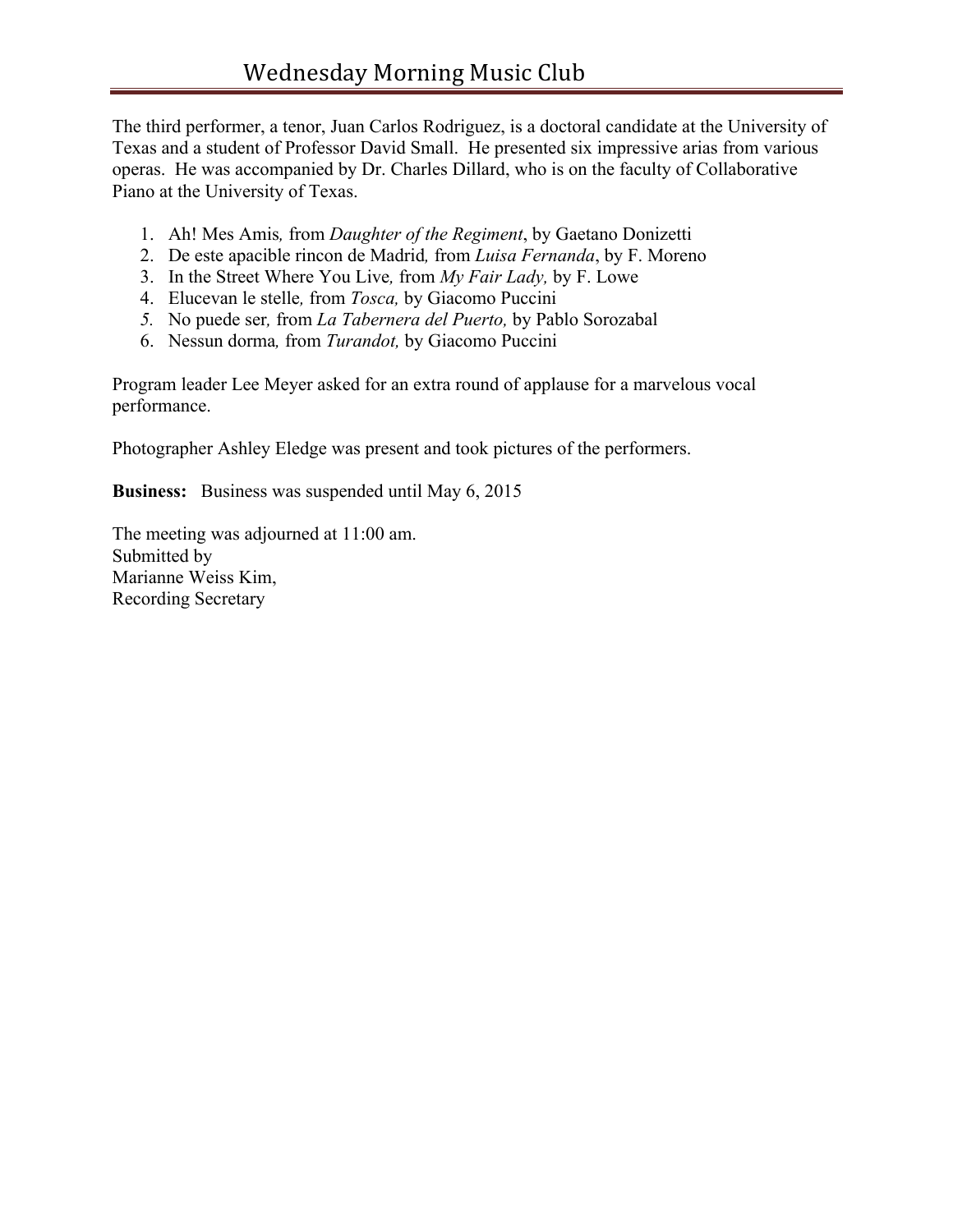The third performer, a tenor, Juan Carlos Rodriguez, is a doctoral candidate at the University of Texas and a student of Professor David Small. He presented six impressive arias from various operas. He was accompanied by Dr. Charles Dillard, who is on the faculty of Collaborative Piano at the University of Texas.

1. Ah! Mes Amis, from *Daughter of the Regiment*, by Gaetano Donizetti
2. De este apacible rincon de Madrid, from *Luisa Fernanda*, by F. Moreno
3. In the Street Where You Live, from *My Fair Lady,* by F. Lowe
4. Elucevan le stelle, from *Tosca,* by Giacomo Puccini
5. No puede ser, from *La Tabernera del Puerto,* by Pablo Sorozabal
6. Nessun dorma, from *Turandot,* by Giacomo Puccini

Program leader Lee Meyer asked for an extra round of applause for a marvelous vocal performance.

Photographer Ashley Eledge was present and took pictures of the performers.

**Business:** Business was suspended until May 6, 2015

The meeting was adjourned at 11:00 am.
Submitted by
Marianne Weiss Kim,
Recording Secretary